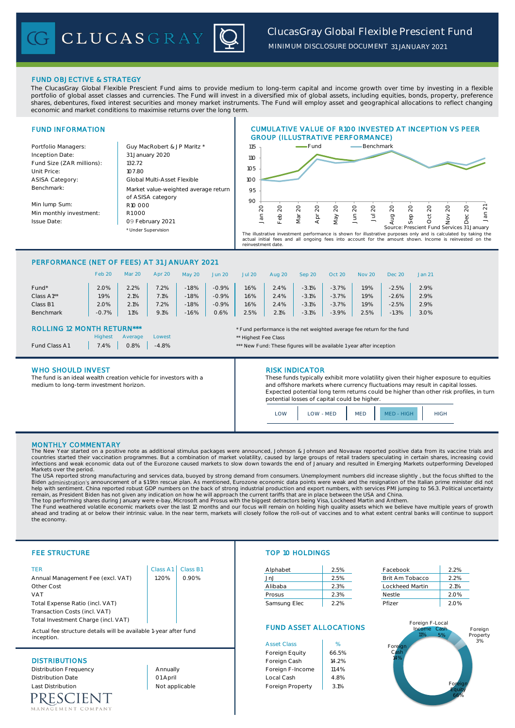# ClucasGray Global Flexible Prescient Fund

MINIMUM DISCLOSURE DOCUMENT 31 JANUARY 2021

## FUND OBJECTIVE & STRATEGY

The ClucasGray Global Flexible Prescient Fund aims to provide medium to long-term capital and income growth over time by investing in a flexible portfolio of global asset classes and currencies. The Fund will invest in a diversified mix of global assets, including equities, bonds, property, preference shares, debentures, fixed interest securities and money market instruments. The Fund will employ asset and geographical allocations to reflect changing economic and market conditions to maximise returns over the long term.

## FUND INFORMATION

| | |
|---|---|
| Portfolio Managers: | Guy MacRobert & J P Maritz * |
| Inception Date: | 31 January 2020 |
| Fund Size (ZAR millions): | 132.72 |
| Unit Price: | 107.80 |
| ASISA Category: | Global Multi-Asset Flexible |
| Benchmark: | Market value-weighted average return of ASISA category |
| Min lump Sum: | R10 000 |
| Min monthly investment: | R1 000 |
| Issue Date: | 09 February 2021 |

\* Under Supervision

## CUMULATIVE VALUE OF R100 INVESTED AT INCEPTION VS PEER GROUP (ILLUSTRATIVE PERFORMANCE)

Source: Prescient Fund Services 31 January

The illustrative investment performance is shown for illustrative purposes only and is calculated by taking the actual initial fees and all ongoing fees into account for the amount shown. Income is reinvested on the reinvestment date.

## PERFORMANCE (NET OF FEES) AT 31 JANUARY 2021

| | Feb 20 | Mar 20 | Apr 20 | May 20 | Jun 20 | Jul 20 | Aug 20 | Sep 20 | Oct 20 | Nov 20 | Dec 20 | Jan 21 |
|---|---|---|---|---|---|---|---|---|---|---|---|---|
| Fund* | 2.0% | 2.2% | 7.2% | -1.8% | -0.9% | 1.6% | 2.4% | -3.1% | -3.7% | 1.9% | -2.5% | 2.9% |
| Class A1** | 1.9% | 2.1% | 7.1% | -1.8% | -0.9% | 1.6% | 2.4% | -3.1% | -3.7% | 1.9% | -2.6% | 2.9% |
| Class B1 | 2.0% | 2.1% | 7.2% | -1.8% | -0.9% | 1.6% | 2.4% | -3.1% | -3.7% | 1.9% | -2.5% | 2.9% |
| Benchmark | -0.7% | 1.1% | 9.1% | -1.6% | 0.6% | 2.5% | 2.1% | -3.1% | -3.9% | 2.5% | -1.3% | 3.0% |

## ROLLING 12 MONTH RETURN***

| | Highest | Average | Lowest |
|---|---|---|---|
| Fund Class A1 | 7.4% | 0.8% | -4.8% |

\* Fund performance is the net weighted average fee return for the fund
\** Highest Fee Class
\*** New Fund: These figures will be available 1 year after inception

## WHO SHOULD INVEST

The fund is an ideal wealth creation vehicle for investors with a medium to long-term investment horizon.

## RISK INDICATOR

These funds typically exhibit more volatility given their higher exposure to equities and offshore markets where currency fluctuations may result in capital losses. Expected potential long term returns could be higher than other risk profiles, in turn potential losses of capital could be higher.

LOW | LOW - MED | MED | **MED - HIGH** | HIGH

## MONTHLY COMMENTARY

The New Year started on a positive note as additional stimulus packages were announced, Johnson & Johnson and Novavax reported positive data from its vaccine trials and countries started their vaccination programmes. But a combination of market volatility, caused by large groups of retail traders speculating in certain shares, increasing covid infections and weak economic data out of the Eurozone caused markets to slow down towards the end of January and resulted in Emerging Markets outperforming Developed Markets over the period.

The USA reported strong manufacturing and services data, buoyed by strong demand from consumers. Unemployment numbers did increase slightly , but the focus shifted to the Biden administration's announcement of a $1.9tn rescue plan. As mentioned, Eurozone economic data points were weak and the resignation of the Italian prime minister did not help with sentiment. China reported robust GDP numbers on the back of strong industrial production and export numbers, with services PMI jumping to 56.3. Political uncertainty remain, as President Biden has not given any indication on how he will approach the current tariffs that are in place between the USA and China.

The top performing shares during January were e-bay, Microsoft and Prosus with the biggest detractors being Visa, Lockheed Martin and Anthem.

The Fund weathered volatile economic markets over the last 12 months and our focus will remain on finding high quality assets which we believe have multiple years of growth ahead and trading at or below their intrinsic value. In the near term, markets will closely follow the roll-out of vaccines and to what extent central banks will continue to support the economy.

## FEE STRUCTURE

| TER | Class A1 | Class B1 |
|---|---|---|
| Annual Management Fee (excl. VAT) | 1.20% | 0.90% |
| Other Cost | | |
| VAT | | |
| Total Expense Ratio (incl. VAT) | | |
| Transaction Costs (incl. VAT) | | |
| Total Investment Charge (incl. VAT) | | |

Actual fee structure details will be available 1-year after fund inception.

## DISTRIBUTIONS

| | |
|---|---|
| Distribution Frequency | Annually |
| Distribution Date | 01 April |
| Last Distribution | Not applicable |

## TOP 10 HOLDINGS

| | | | |
|---|---|---|---|
| Alphabet | 2.5% | Facebook | 2.2% |
| JnJ | 2.5% | Brit Am Tobacco | 2.2% |
| Alibaba | 2.3% | Lockheed Martin | 2.1% |
| Prosus | 2.3% | Nestle | 2.0% |
| Samsung Elec | 2.2% | Pfizer | 2.0% |

## FUND ASSET ALLOCATIONS

| Asset Class | % |
|---|---|
| Foreign Equity | 66.5% |
| Foreign Cash | 14.2% |
| Foreign F-Income | 11.4% |
| Local Cash | 4.8% |
| Foreign Property | 3.1% |

PRESCIENT MANAGEMENT COMPANY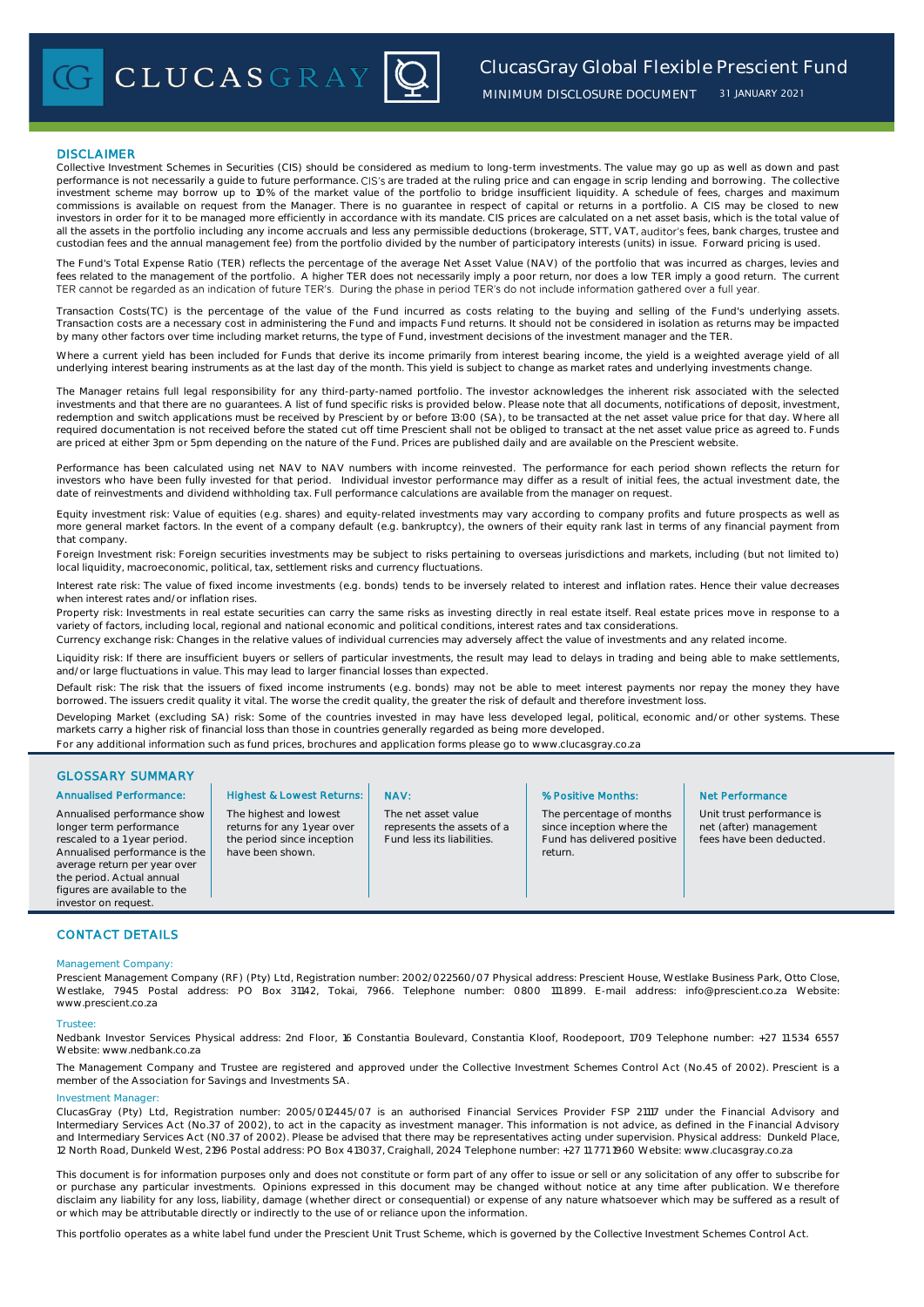# ClucasGray Global Flexible Prescient Fund

MINIMUM DISCLOSURE DOCUMENT 31 JANUARY 2021

## DISCLAIMER

Collective Investment Schemes in Securities (CIS) should be considered as medium to long-term investments. The value may go up as well as down and past performance is not necessarily a guide to future performance. CIS's are traded at the ruling price and can engage in scrip lending and borrowing. The collective investment scheme may borrow up to 10% of the market value of the portfolio to bridge insufficient liquidity. A schedule of fees, charges and maximum commissions is available on request from the Manager. There is no guarantee in respect of capital or returns in a portfolio. A CIS may be closed to new investors in order for it to be managed more efficiently in accordance with its mandate. CIS prices are calculated on a net asset basis, which is the total value of all the assets in the portfolio including any income accruals and less any permissible deductions (brokerage, STT, VAT, auditor's fees, bank charges, trustee and custodian fees and the annual management fee) from the portfolio divided by the number of participatory interests (units) in issue. Forward pricing is used.

The Fund's Total Expense Ratio (TER) reflects the percentage of the average Net Asset Value (NAV) of the portfolio that was incurred as charges, levies and fees related to the management of the portfolio. A higher TER does not necessarily imply a poor return, nor does a low TER imply a good return. The current TER cannot be regarded as an indication of future TER's. During the phase in period TER's do not include information gathered over a full year.

Transaction Costs(TC) is the percentage of the value of the Fund incurred as costs relating to the buying and selling of the Fund's underlying assets. Transaction costs are a necessary cost in administering the Fund and impacts Fund returns. It should not be considered in isolation as returns may be impacted by many other factors over time including market returns, the type of Fund, investment decisions of the investment manager and the TER.

Where a current yield has been included for Funds that derive its income primarily from interest bearing income, the yield is a weighted average yield of all underlying interest bearing instruments as at the last day of the month. This yield is subject to change as market rates and underlying investments change.

The Manager retains full legal responsibility for any third-party-named portfolio. The investor acknowledges the inherent risk associated with the selected investments and that there are no guarantees. A list of fund specific risks is provided below. Please note that all documents, notifications of deposit, investment, redemption and switch applications must be received by Prescient by or before 13:00 (SA), to be transacted at the net asset value price for that day. Where all required documentation is not received before the stated cut off time Prescient shall not be obliged to transact at the net asset value price as agreed to. Funds are priced at either 3pm or 5pm depending on the nature of the Fund. Prices are published daily and are available on the Prescient website.

Performance has been calculated using net NAV to NAV numbers with income reinvested. The performance for each period shown reflects the return for investors who have been fully invested for that period. Individual investor performance may differ as a result of initial fees, the actual investment date, the date of reinvestments and dividend withholding tax. Full performance calculations are available from the manager on request.

Equity investment risk: Value of equities (e.g. shares) and equity-related investments may vary according to company profits and future prospects as well as more general market factors. In the event of a company default (e.g. bankruptcy), the owners of their equity rank last in terms of any financial payment from that company.

Foreign Investment risk: Foreign securities investments may be subject to risks pertaining to overseas jurisdictions and markets, including (but not limited to) local liquidity, macroeconomic, political, tax, settlement risks and currency fluctuations.

Interest rate risk: The value of fixed income investments (e.g. bonds) tends to be inversely related to interest and inflation rates. Hence their value decreases when interest rates and/or inflation rises.

Property risk: Investments in real estate securities can carry the same risks as investing directly in real estate itself. Real estate prices move in response to a variety of factors, including local, regional and national economic and political conditions, interest rates and tax considerations.

Currency exchange risk: Changes in the relative values of individual currencies may adversely affect the value of investments and any related income.

Liquidity risk: If there are insufficient buyers or sellers of particular investments, the result may lead to delays in trading and being able to make settlements, and/or large fluctuations in value. This may lead to larger financial losses than expected.

Default risk: The risk that the issuers of fixed income instruments (e.g. bonds) may not be able to meet interest payments nor repay the money they have borrowed. The issuers credit quality it vital. The worse the credit quality, the greater the risk of default and therefore investment loss.

Developing Market (excluding SA) risk: Some of the countries invested in may have less developed legal, political, economic and/or other systems. These markets carry a higher risk of financial loss than those in countries generally regarded as being more developed.

For any additional information such as fund prices, brochures and application forms please go to www.clucasgray.co.za

## GLOSSARY SUMMARY

**Annualised Performance:** Annualised performance show longer term performance rescaled to a 1 year period. Annualised performance is the average return per year over the period. Actual annual figures are available to the investor on request.

**Highest & Lowest Returns:** The highest and lowest returns for any 1 year over the period since inception have been shown.

**NAV:** The net asset value represents the assets of a Fund less its liabilities.

**% Positive Months:** The percentage of months since inception where the Fund has delivered positive return.

**Net Performance** Unit trust performance is net (after) management fees have been deducted.

## CONTACT DETAILS

### Management Company:

Prescient Management Company (RF) (Pty) Ltd, Registration number: 2002/022560/07 Physical address: Prescient House, Westlake Business Park, Otto Close, Westlake, 7945 Postal address: PO Box 31142, Tokai, 7966. Telephone number: 0800 111 899. E-mail address: info@prescient.co.za Website: www.prescient.co.za

### Trustee:

Nedbank Investor Services Physical address: 2nd Floor, 16 Constantia Boulevard, Constantia Kloof, Roodepoort, 1709 Telephone number: +27 11 534 6557 Website: www.nedbank.co.za

The Management Company and Trustee are registered and approved under the Collective Investment Schemes Control Act (No.45 of 2002). Prescient is a member of the Association for Savings and Investments SA.

### Investment Manager:

ClucasGray (Pty) Ltd, Registration number: 2005/012445/07 is an authorised Financial Services Provider FSP 21117 under the Financial Advisory and Intermediary Services Act (No.37 of 2002), to act in the capacity as investment manager. This information is not advice, as defined in the Financial Advisory and Intermediary Services Act (NO.37 of 2002). Please be advised that there may be representatives acting under supervision. Physical address: Dunkeld Place, 12 North Road, Dunkeld West, 2196 Postal address: PO Box 413037, Craighall, 2024 Telephone number: +27 11 771 1960 Website: www.clucasgray.co.za

This document is for information purposes only and does not constitute or form part of any offer to issue or sell or any solicitation of any offer to subscribe for or purchase any particular investments. Opinions expressed in this document may be changed without notice at any time after publication. We therefore disclaim any liability for any loss, liability, damage (whether direct or consequential) or expense of any nature whatsoever which may be suffered as a result of or which may be attributable directly or indirectly to the use of or reliance upon the information.

This portfolio operates as a white label fund under the Prescient Unit Trust Scheme, which is governed by the Collective Investment Schemes Control Act.